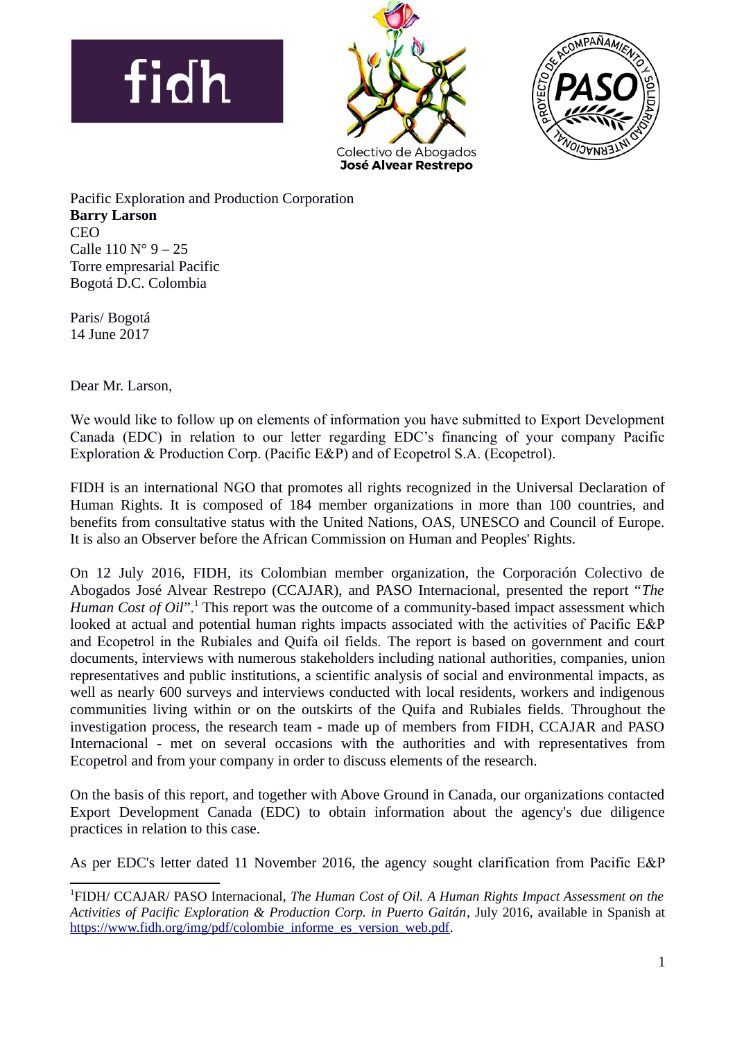Pacific Exploration and Production Corporation
**Barry Larson**
CEO
Calle 110 N° 9 – 25
Torre empresarial Pacific
Bogotá D.C. Colombia

Paris/ Bogotá
14 June 2017

Dear Mr. Larson,

We would like to follow up on elements of information you have submitted to Export Development Canada (EDC) in relation to our letter regarding EDC's financing of your company Pacific Exploration & Production Corp. (Pacific E&P) and of Ecopetrol S.A. (Ecopetrol).

FIDH is an international NGO that promotes all rights recognized in the Universal Declaration of Human Rights. It is composed of 184 member organizations in more than 100 countries, and benefits from consultative status with the United Nations, OAS, UNESCO and Council of Europe. It is also an Observer before the African Commission on Human and Peoples' Rights.

On 12 July 2016, FIDH, its Colombian member organization, the Corporación Colectivo de Abogados José Alvear Restrepo (CCAJAR), and PASO Internacional, presented the report "*The Human Cost of Oil*".[1] This report was the outcome of a community-based impact assessment which looked at actual and potential human rights impacts associated with the activities of Pacific E&P and Ecopetrol in the Rubiales and Quifa oil fields. The report is based on government and court documents, interviews with numerous stakeholders including national authorities, companies, union representatives and public institutions, a scientific analysis of social and environmental impacts, as well as nearly 600 surveys and interviews conducted with local residents, workers and indigenous communities living within or on the outskirts of the Quifa and Rubiales fields. Throughout the investigation process, the research team - made up of members from FIDH, CCAJAR and PASO Internacional - met on several occasions with the authorities and with representatives from Ecopetrol and from your company in order to discuss elements of the research.

On the basis of this report, and together with Above Ground in Canada, our organizations contacted Export Development Canada (EDC) to obtain information about the agency's due diligence practices in relation to this case.

As per EDC's letter dated 11 November 2016, the agency sought clarification from Pacific E&P

---

[1] FIDH/ CCAJAR/ PASO Internacional, *The Human Cost of Oil. A Human Rights Impact Assessment on the Activities of Pacific Exploration & Production Corp. in Puerto Gaitán*, July 2016, available in Spanish at https://www.fidh.org/img/pdf/colombie_informe_es_version_web.pdf.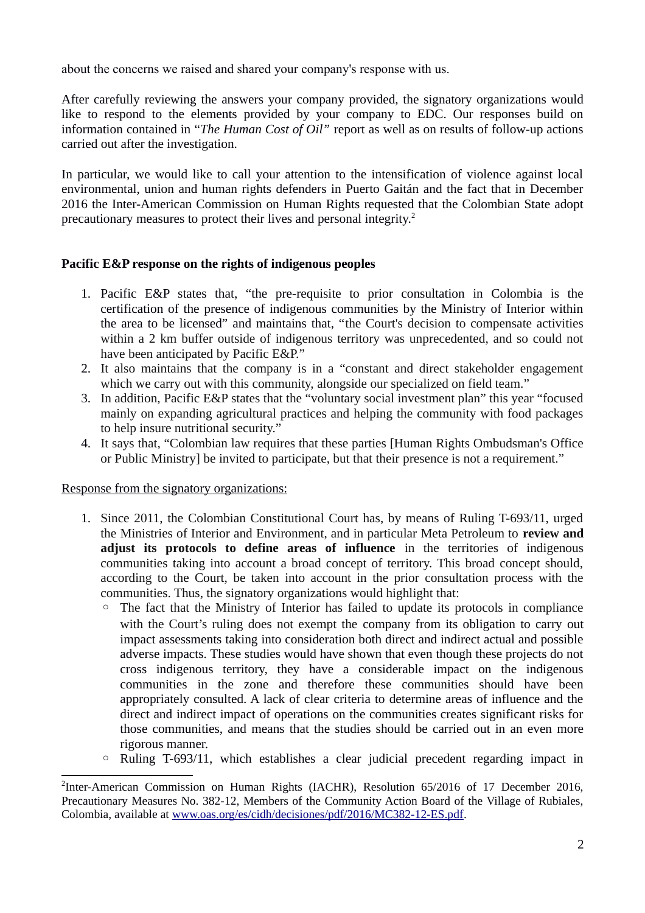about the concerns we raised and shared your company's response with us.

After carefully reviewing the answers your company provided, the signatory organizations would like to respond to the elements provided by your company to EDC. Our responses build on information contained in "*The Human Cost of Oil"* report as well as on results of follow-up actions carried out after the investigation.

In particular, we would like to call your attention to the intensification of violence against local environmental, union and human rights defenders in Puerto Gaitán and the fact that in December 2016 the Inter-American Commission on Human Rights requested that the Colombian State adopt precautionary measures to protect their lives and personal integrity.[2]

**Pacific E&P response on the rights of indigenous peoples**

1. Pacific E&P states that, "the pre-requisite to prior consultation in Colombia is the certification of the presence of indigenous communities by the Ministry of Interior within the area to be licensed" and maintains that, "the Court's decision to compensate activities within a 2 km buffer outside of indigenous territory was unprecedented, and so could not have been anticipated by Pacific E&P."
2. It also maintains that the company is in a "constant and direct stakeholder engagement which we carry out with this community, alongside our specialized on field team."
3. In addition, Pacific E&P states that the "voluntary social investment plan" this year "focused mainly on expanding agricultural practices and helping the community with food packages to help insure nutritional security."
4. It says that, "Colombian law requires that these parties [Human Rights Ombudsman's Office or Public Ministry] be invited to participate, but that their presence is not a requirement."

<u>Response from the signatory organizations:</u>

1. Since 2011, the Colombian Constitutional Court has, by means of Ruling T-693/11, urged the Ministries of Interior and Environment, and in particular Meta Petroleum to **review and adjust its protocols to define areas of influence** in the territories of indigenous communities taking into account a broad concept of territory. This broad concept should, according to the Court, be taken into account in the prior consultation process with the communities. Thus, the signatory organizations would highlight that:
   - The fact that the Ministry of Interior has failed to update its protocols in compliance with the Court's ruling does not exempt the company from its obligation to carry out impact assessments taking into consideration both direct and indirect actual and possible adverse impacts. These studies would have shown that even though these projects do not cross indigenous territory, they have a considerable impact on the indigenous communities in the zone and therefore these communities should have been appropriately consulted. A lack of clear criteria to determine areas of influence and the direct and indirect impact of operations on the communities creates significant risks for those communities, and means that the studies should be carried out in an even more rigorous manner.
   - Ruling T-693/11, which establishes a clear judicial precedent regarding impact in

[2]Inter-American Commission on Human Rights (IACHR), Resolution 65/2016 of 17 December 2016, Precautionary Measures No. 382-12, Members of the Community Action Board of the Village of Rubiales, Colombia, available at www.oas.org/es/cidh/decisiones/pdf/2016/MC382-12-ES.pdf.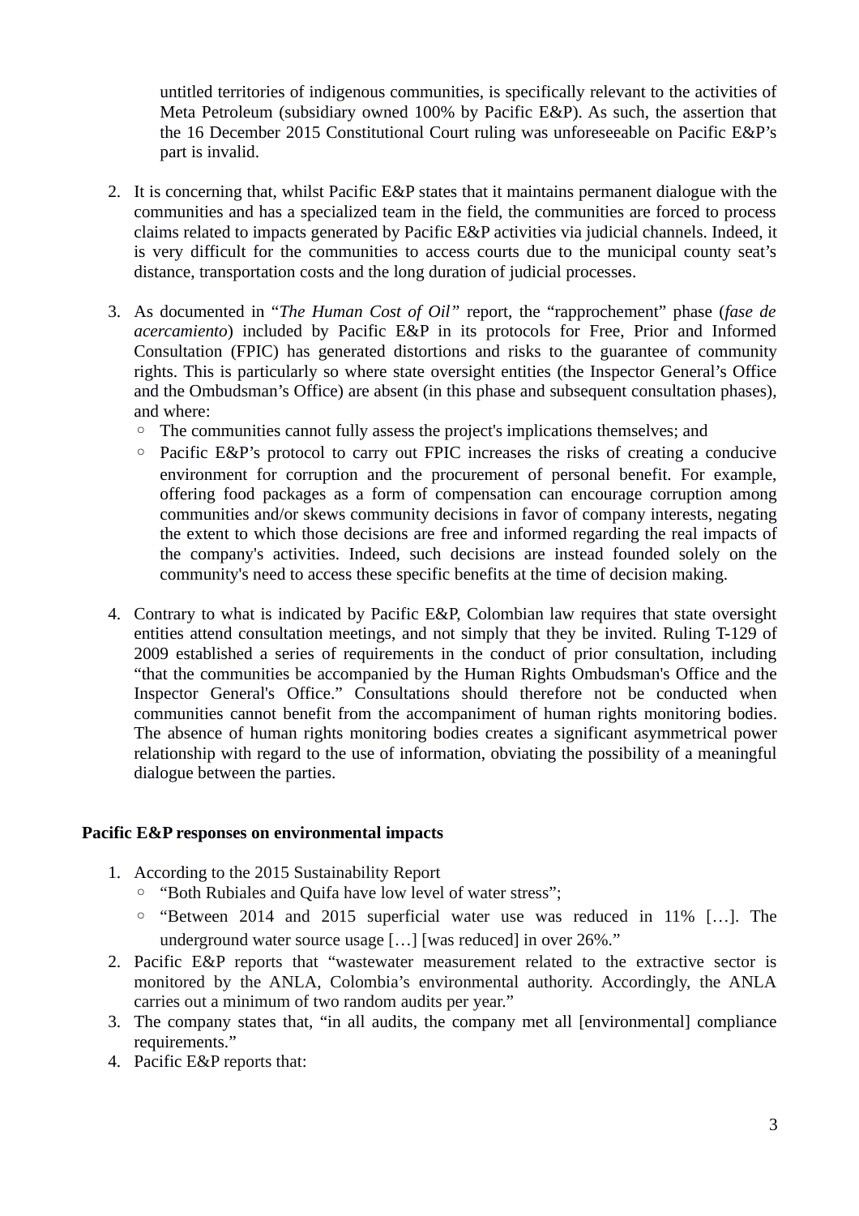untitled territories of indigenous communities, is specifically relevant to the activities of Meta Petroleum (subsidiary owned 100% by Pacific E&P). As such, the assertion that the 16 December 2015 Constitutional Court ruling was unforeseeable on Pacific E&P's part is invalid.

2. It is concerning that, whilst Pacific E&P states that it maintains permanent dialogue with the communities and has a specialized team in the field, the communities are forced to process claims related to impacts generated by Pacific E&P activities via judicial channels. Indeed, it is very difficult for the communities to access courts due to the municipal county seat's distance, transportation costs and the long duration of judicial processes.

3. As documented in "*The Human Cost of Oil"* report, the "rapprochement" phase (*fase de acercamiento*) included by Pacific E&P in its protocols for Free, Prior and Informed Consultation (FPIC) has generated distortions and risks to the guarantee of community rights. This is particularly so where state oversight entities (the Inspector General's Office and the Ombudsman's Office) are absent (in this phase and subsequent consultation phases), and where:
   - The communities cannot fully assess the project's implications themselves; and
   - Pacific E&P's protocol to carry out FPIC increases the risks of creating a conducive environment for corruption and the procurement of personal benefit. For example, offering food packages as a form of compensation can encourage corruption among communities and/or skews community decisions in favor of company interests, negating the extent to which those decisions are free and informed regarding the real impacts of the company's activities. Indeed, such decisions are instead founded solely on the community's need to access these specific benefits at the time of decision making.

4. Contrary to what is indicated by Pacific E&P, Colombian law requires that state oversight entities attend consultation meetings, and not simply that they be invited. Ruling T-129 of 2009 established a series of requirements in the conduct of prior consultation, including "that the communities be accompanied by the Human Rights Ombudsman's Office and the Inspector General's Office." Consultations should therefore not be conducted when communities cannot benefit from the accompaniment of human rights monitoring bodies. The absence of human rights monitoring bodies creates a significant asymmetrical power relationship with regard to the use of information, obviating the possibility of a meaningful dialogue between the parties.

**Pacific E&P responses on environmental impacts**

1. According to the 2015 Sustainability Report
   - "Both Rubiales and Quifa have low level of water stress";
   - "Between 2014 and 2015 superficial water use was reduced in 11% […]. The underground water source usage […] [was reduced] in over 26%."
2. Pacific E&P reports that "wastewater measurement related to the extractive sector is monitored by the ANLA, Colombia's environmental authority. Accordingly, the ANLA carries out a minimum of two random audits per year."
3. The company states that, "in all audits, the company met all [environmental] compliance requirements."
4. Pacific E&P reports that: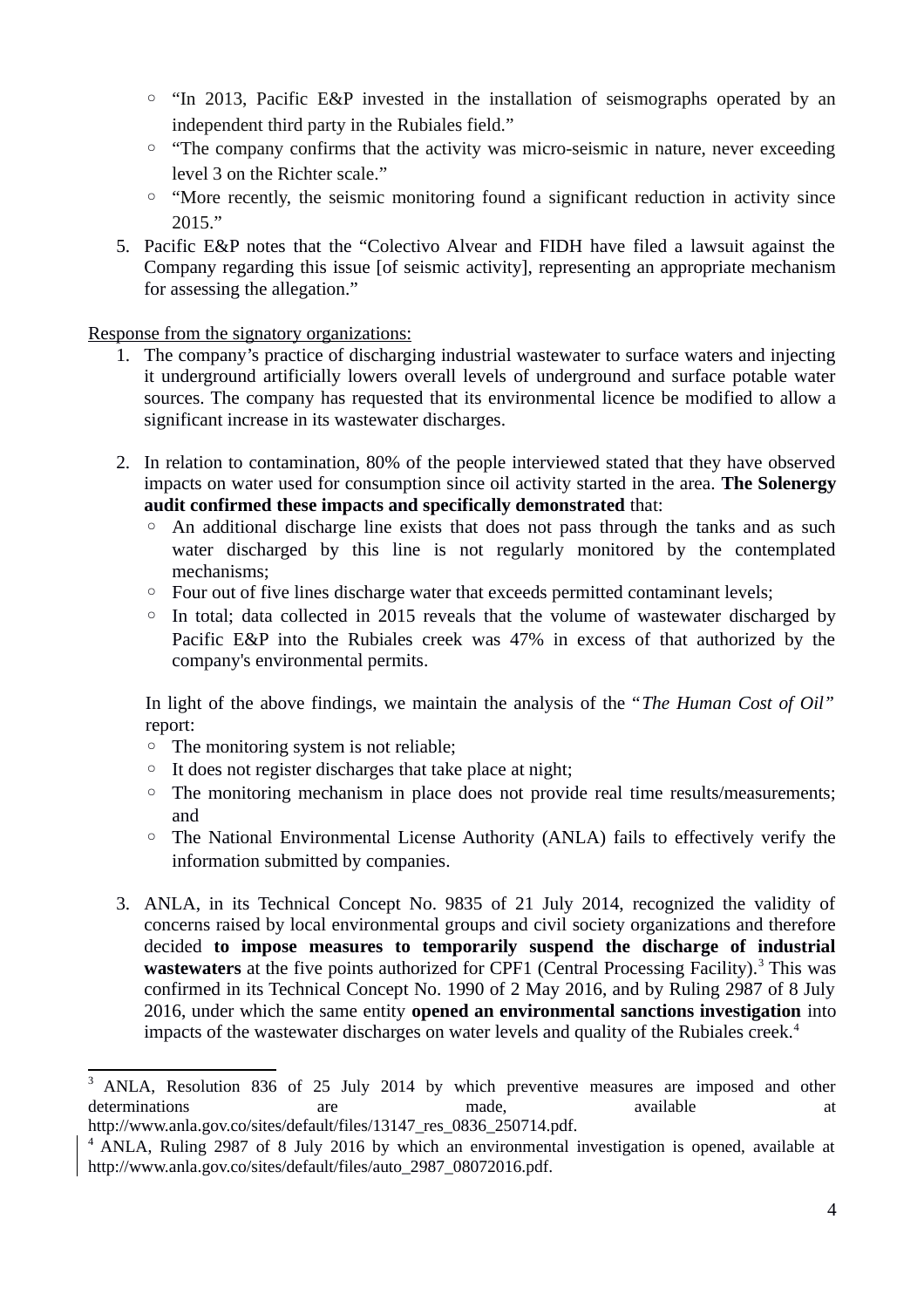- "In 2013, Pacific E&P invested in the installation of seismographs operated by an independent third party in the Rubiales field."
  - "The company confirms that the activity was micro-seismic in nature, never exceeding level 3 on the Richter scale."
  - "More recently, the seismic monitoring found a significant reduction in activity since 2015."
5. Pacific E&P notes that the "Colectivo Alvear and FIDH have filed a lawsuit against the Company regarding this issue [of seismic activity], representing an appropriate mechanism for assessing the allegation."

<u>Response from the signatory organizations:</u>

1. The company's practice of discharging industrial wastewater to surface waters and injecting it underground artificially lowers overall levels of underground and surface potable water sources. The company has requested that its environmental licence be modified to allow a significant increase in its wastewater discharges.

2. In relation to contamination, 80% of the people interviewed stated that they have observed impacts on water used for consumption since oil activity started in the area. **The Solenergy audit confirmed these impacts and specifically demonstrated** that:
   - An additional discharge line exists that does not pass through the tanks and as such water discharged by this line is not regularly monitored by the contemplated mechanisms;
   - Four out of five lines discharge water that exceeds permitted contaminant levels;
   - In total; data collected in 2015 reveals that the volume of wastewater discharged by Pacific E&P into the Rubiales creek was 47% in excess of that authorized by the company's environmental permits.

   In light of the above findings, we maintain the analysis of the "*The Human Cost of Oil"* report:
   - The monitoring system is not reliable;
   - It does not register discharges that take place at night;
   - The monitoring mechanism in place does not provide real time results/measurements; and
   - The National Environmental License Authority (ANLA) fails to effectively verify the information submitted by companies.

3. ANLA, in its Technical Concept No. 9835 of 21 July 2014, recognized the validity of concerns raised by local environmental groups and civil society organizations and therefore decided **to impose measures to temporarily suspend the discharge of industrial wastewaters** at the five points authorized for CPF1 (Central Processing Facility).[3] This was confirmed in its Technical Concept No. 1990 of 2 May 2016, and by Ruling 2987 of 8 July 2016, under which the same entity **opened an environmental sanctions investigation** into impacts of the wastewater discharges on water levels and quality of the Rubiales creek.[4]

---

[3] ANLA, Resolution 836 of 25 July 2014 by which preventive measures are imposed and other determinations are made, available at http://www.anla.gov.co/sites/default/files/13147_res_0836_250714.pdf.

[4] ANLA, Ruling 2987 of 8 July 2016 by which an environmental investigation is opened, available at http://www.anla.gov.co/sites/default/files/auto_2987_08072016.pdf.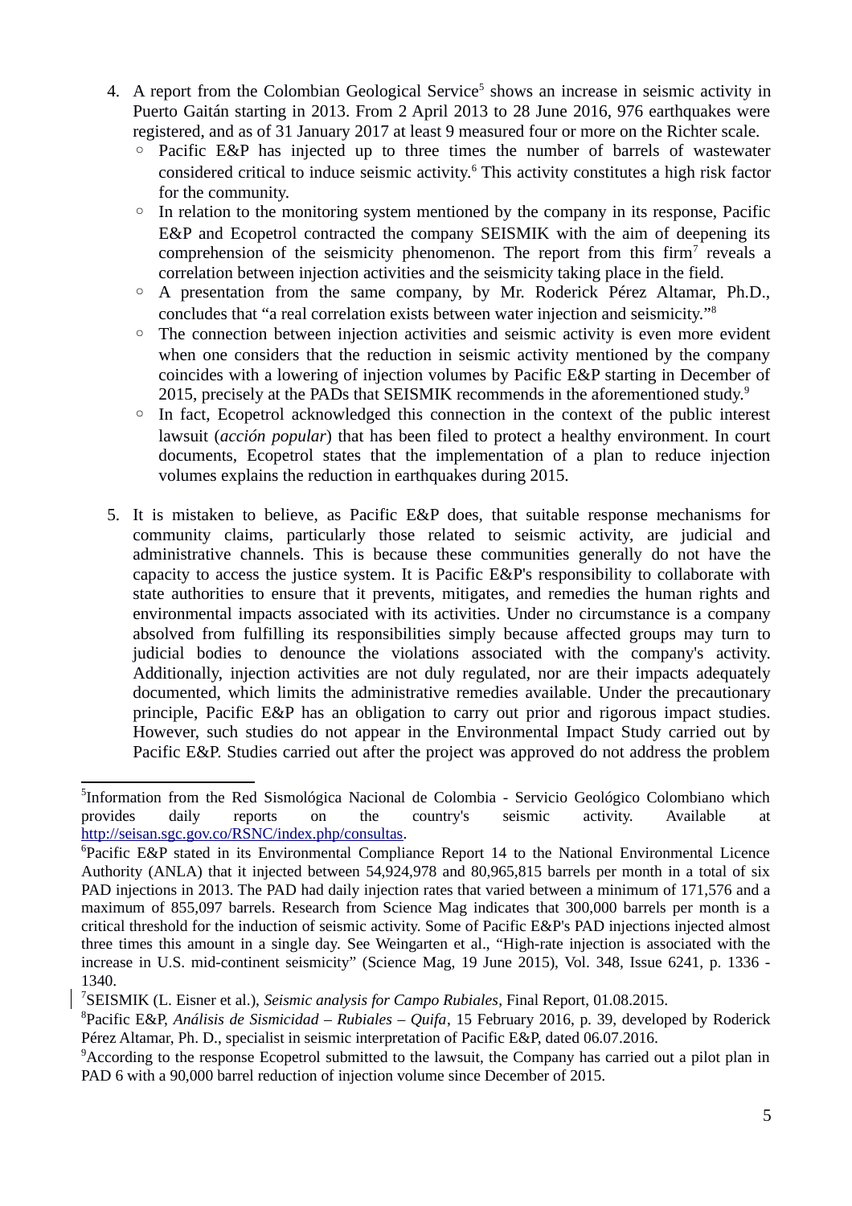4. A report from the Colombian Geological Service[5] shows an increase in seismic activity in Puerto Gaitán starting in 2013. From 2 April 2013 to 28 June 2016, 976 earthquakes were registered, and as of 31 January 2017 at least 9 measured four or more on the Richter scale.
   - Pacific E&P has injected up to three times the number of barrels of wastewater considered critical to induce seismic activity.[6] This activity constitutes a high risk factor for the community.
   - In relation to the monitoring system mentioned by the company in its response, Pacific E&P and Ecopetrol contracted the company SEISMIK with the aim of deepening its comprehension of the seismicity phenomenon. The report from this firm[7] reveals a correlation between injection activities and the seismicity taking place in the field.
   - A presentation from the same company, by Mr. Roderick Pérez Altamar, Ph.D., concludes that "a real correlation exists between water injection and seismicity."[8]
   - The connection between injection activities and seismic activity is even more evident when one considers that the reduction in seismic activity mentioned by the company coincides with a lowering of injection volumes by Pacific E&P starting in December of 2015, precisely at the PADs that SEISMIK recommends in the aforementioned study.[9]
   - In fact, Ecopetrol acknowledged this connection in the context of the public interest lawsuit (*acción popular*) that has been filed to protect a healthy environment. In court documents, Ecopetrol states that the implementation of a plan to reduce injection volumes explains the reduction in earthquakes during 2015.

5. It is mistaken to believe, as Pacific E&P does, that suitable response mechanisms for community claims, particularly those related to seismic activity, are judicial and administrative channels. This is because these communities generally do not have the capacity to access the justice system. It is Pacific E&P's responsibility to collaborate with state authorities to ensure that it prevents, mitigates, and remedies the human rights and environmental impacts associated with its activities. Under no circumstance is a company absolved from fulfilling its responsibilities simply because affected groups may turn to judicial bodies to denounce the violations associated with the company's activity. Additionally, injection activities are not duly regulated, nor are their impacts adequately documented, which limits the administrative remedies available. Under the precautionary principle, Pacific E&P has an obligation to carry out prior and rigorous impact studies. However, such studies do not appear in the Environmental Impact Study carried out by Pacific E&P. Studies carried out after the project was approved do not address the problem

---

[5] Information from the Red Sismológica Nacional de Colombia - Servicio Geológico Colombiano which provides daily reports on the country's seismic activity. Available at http://seisan.sgc.gov.co/RSNC/index.php/consultas.

[6] Pacific E&P stated in its Environmental Compliance Report 14 to the National Environmental Licence Authority (ANLA) that it injected between 54,924,978 and 80,965,815 barrels per month in a total of six PAD injections in 2013. The PAD had daily injection rates that varied between a minimum of 171,576 and a maximum of 855,097 barrels. Research from Science Mag indicates that 300,000 barrels per month is a critical threshold for the induction of seismic activity. Some of Pacific E&P's PAD injections injected almost three times this amount in a single day. See Weingarten et al., "High-rate injection is associated with the increase in U.S. mid-continent seismicity" (Science Mag, 19 June 2015), Vol. 348, Issue 6241, p. 1336 - 1340.

[7] SEISMIK (L. Eisner et al.), *Seismic analysis for Campo Rubiales*, Final Report, 01.08.2015.

[8] Pacific E&P, *Análisis de Sismicidad – Rubiales – Quifa*, 15 February 2016, p. 39, developed by Roderick Pérez Altamar, Ph. D., specialist in seismic interpretation of Pacific E&P, dated 06.07.2016.

[9] According to the response Ecopetrol submitted to the lawsuit, the Company has carried out a pilot plan in PAD 6 with a 90,000 barrel reduction of injection volume since December of 2015.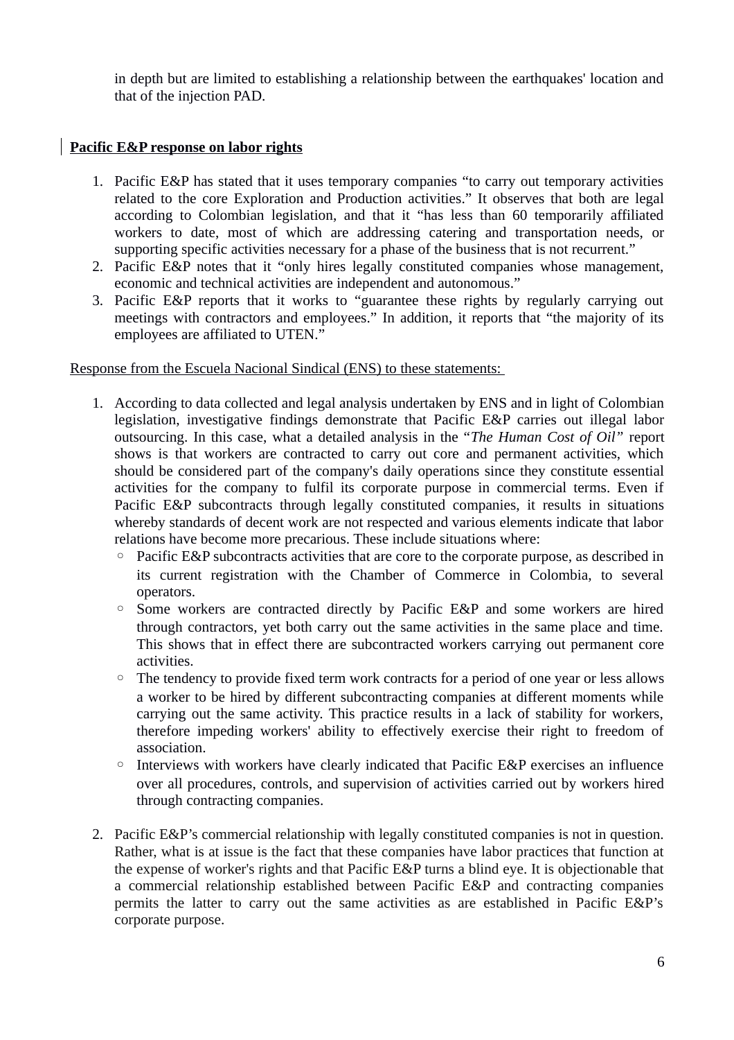in depth but are limited to establishing a relationship between the earthquakes' location and that of the injection PAD.

**Pacific E&P response on labor rights**

1. Pacific E&P has stated that it uses temporary companies "to carry out temporary activities related to the core Exploration and Production activities." It observes that both are legal according to Colombian legislation, and that it "has less than 60 temporarily affiliated workers to date, most of which are addressing catering and transportation needs, or supporting specific activities necessary for a phase of the business that is not recurrent."
2. Pacific E&P notes that it "only hires legally constituted companies whose management, economic and technical activities are independent and autonomous."
3. Pacific E&P reports that it works to "guarantee these rights by regularly carrying out meetings with contractors and employees." In addition, it reports that "the majority of its employees are affiliated to UTEN."

Response from the Escuela Nacional Sindical (ENS) to these statements:

1. According to data collected and legal analysis undertaken by ENS and in light of Colombian legislation, investigative findings demonstrate that Pacific E&P carries out illegal labor outsourcing. In this case, what a detailed analysis in the "*The Human Cost of Oil*" report shows is that workers are contracted to carry out core and permanent activities, which should be considered part of the company's daily operations since they constitute essential activities for the company to fulfil its corporate purpose in commercial terms. Even if Pacific E&P subcontracts through legally constituted companies, it results in situations whereby standards of decent work are not respected and various elements indicate that labor relations have become more precarious. These include situations where:
   - Pacific E&P subcontracts activities that are core to the corporate purpose, as described in its current registration with the Chamber of Commerce in Colombia, to several operators.
   - Some workers are contracted directly by Pacific E&P and some workers are hired through contractors, yet both carry out the same activities in the same place and time. This shows that in effect there are subcontracted workers carrying out permanent core activities.
   - The tendency to provide fixed term work contracts for a period of one year or less allows a worker to be hired by different subcontracting companies at different moments while carrying out the same activity. This practice results in a lack of stability for workers, therefore impeding workers' ability to effectively exercise their right to freedom of association.
   - Interviews with workers have clearly indicated that Pacific E&P exercises an influence over all procedures, controls, and supervision of activities carried out by workers hired through contracting companies.

2. Pacific E&P's commercial relationship with legally constituted companies is not in question. Rather, what is at issue is the fact that these companies have labor practices that function at the expense of worker's rights and that Pacific E&P turns a blind eye. It is objectionable that a commercial relationship established between Pacific E&P and contracting companies permits the latter to carry out the same activities as are established in Pacific E&P's corporate purpose.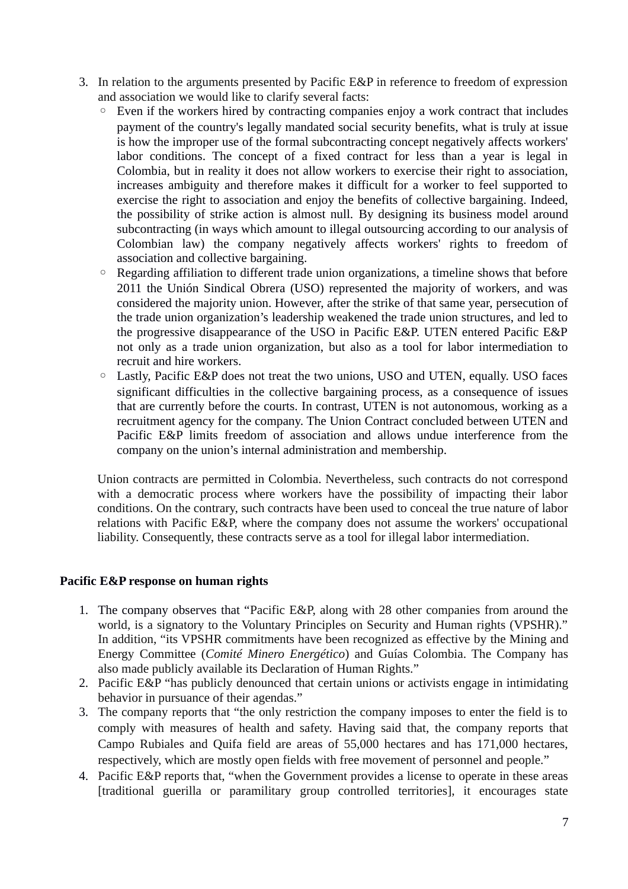3. In relation to the arguments presented by Pacific E&P in reference to freedom of expression and association we would like to clarify several facts:
   - Even if the workers hired by contracting companies enjoy a work contract that includes payment of the country's legally mandated social security benefits, what is truly at issue is how the improper use of the formal subcontracting concept negatively affects workers' labor conditions. The concept of a fixed contract for less than a year is legal in Colombia, but in reality it does not allow workers to exercise their right to association, increases ambiguity and therefore makes it difficult for a worker to feel supported to exercise the right to association and enjoy the benefits of collective bargaining. Indeed, the possibility of strike action is almost null. By designing its business model around subcontracting (in ways which amount to illegal outsourcing according to our analysis of Colombian law) the company negatively affects workers' rights to freedom of association and collective bargaining.
   - Regarding affiliation to different trade union organizations, a timeline shows that before 2011 the Unión Sindical Obrera (USO) represented the majority of workers, and was considered the majority union. However, after the strike of that same year, persecution of the trade union organization's leadership weakened the trade union structures, and led to the progressive disappearance of the USO in Pacific E&P. UTEN entered Pacific E&P not only as a trade union organization, but also as a tool for labor intermediation to recruit and hire workers.
   - Lastly, Pacific E&P does not treat the two unions, USO and UTEN, equally. USO faces significant difficulties in the collective bargaining process, as a consequence of issues that are currently before the courts. In contrast, UTEN is not autonomous, working as a recruitment agency for the company. The Union Contract concluded between UTEN and Pacific E&P limits freedom of association and allows undue interference from the company on the union's internal administration and membership.

   Union contracts are permitted in Colombia. Nevertheless, such contracts do not correspond with a democratic process where workers have the possibility of impacting their labor conditions. On the contrary, such contracts have been used to conceal the true nature of labor relations with Pacific E&P, where the company does not assume the workers' occupational liability. Consequently, these contracts serve as a tool for illegal labor intermediation.

**Pacific E&P response on human rights**

1. The company observes that "Pacific E&P, along with 28 other companies from around the world, is a signatory to the Voluntary Principles on Security and Human rights (VPSHR)." In addition, "its VPSHR commitments have been recognized as effective by the Mining and Energy Committee (*Comité Minero Energético*) and Guías Colombia. The Company has also made publicly available its Declaration of Human Rights."
2. Pacific E&P "has publicly denounced that certain unions or activists engage in intimidating behavior in pursuance of their agendas."
3. The company reports that "the only restriction the company imposes to enter the field is to comply with measures of health and safety. Having said that, the company reports that Campo Rubiales and Quifa field are areas of 55,000 hectares and has 171,000 hectares, respectively, which are mostly open fields with free movement of personnel and people."
4. Pacific E&P reports that, "when the Government provides a license to operate in these areas [traditional guerilla or paramilitary group controlled territories], it encourages state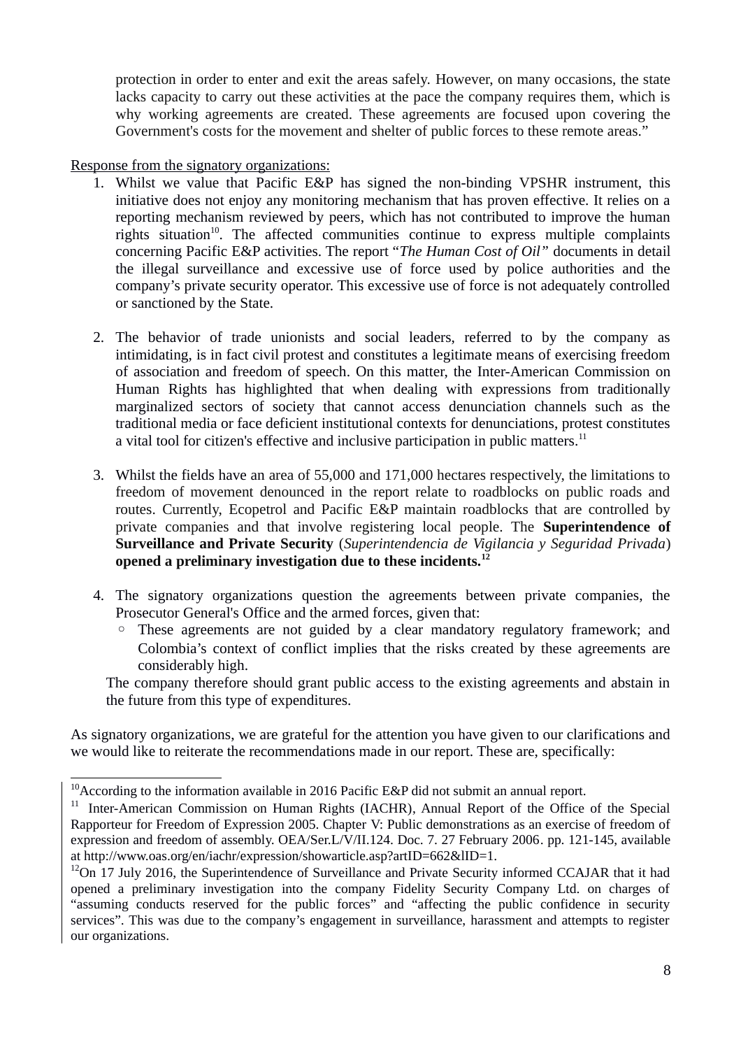protection in order to enter and exit the areas safely. However, on many occasions, the state lacks capacity to carry out these activities at the pace the company requires them, which is why working agreements are created. These agreements are focused upon covering the Government's costs for the movement and shelter of public forces to these remote areas."

<u>Response from the signatory organizations:</u>

1. Whilst we value that Pacific E&P has signed the non-binding VPSHR instrument, this initiative does not enjoy any monitoring mechanism that has proven effective. It relies on a reporting mechanism reviewed by peers, which has not contributed to improve the human rights situation[10]. The affected communities continue to express multiple complaints concerning Pacific E&P activities. The report "*The Human Cost of Oil*" documents in detail the illegal surveillance and excessive use of force used by police authorities and the company's private security operator. This excessive use of force is not adequately controlled or sanctioned by the State.

2. The behavior of trade unionists and social leaders, referred to by the company as intimidating, is in fact civil protest and constitutes a legitimate means of exercising freedom of association and freedom of speech. On this matter, the Inter-American Commission on Human Rights has highlighted that when dealing with expressions from traditionally marginalized sectors of society that cannot access denunciation channels such as the traditional media or face deficient institutional contexts for denunciations, protest constitutes a vital tool for citizen's effective and inclusive participation in public matters.[11]

3. Whilst the fields have an area of 55,000 and 171,000 hectares respectively, the limitations to freedom of movement denounced in the report relate to roadblocks on public roads and routes. Currently, Ecopetrol and Pacific E&P maintain roadblocks that are controlled by private companies and that involve registering local people. The **Superintendence of Surveillance and Private Security** (*Superintendencia de Vigilancia y Seguridad Privada*) **opened a preliminary investigation due to these incidents.**[12]

4. The signatory organizations question the agreements between private companies, the Prosecutor General's Office and the armed forces, given that:
   - These agreements are not guided by a clear mandatory regulatory framework; and Colombia's context of conflict implies that the risks created by these agreements are considerably high.

   The company therefore should grant public access to the existing agreements and abstain in the future from this type of expenditures.

As signatory organizations, we are grateful for the attention you have given to our clarifications and we would like to reiterate the recommendations made in our report. These are, specifically:

---

[10] According to the information available in 2016 Pacific E&P did not submit an annual report.

[11] Inter-American Commission on Human Rights (IACHR), Annual Report of the Office of the Special Rapporteur for Freedom of Expression 2005. Chapter V: Public demonstrations as an exercise of freedom of expression and freedom of assembly. OEA/Ser.L/V/II.124. Doc. 7. 27 February 2006. pp. 121-145, available at http://www.oas.org/en/iachr/expression/showarticle.asp?artID=662&lID=1.

[12] On 17 July 2016, the Superintendence of Surveillance and Private Security informed CCAJAR that it had opened a preliminary investigation into the company Fidelity Security Company Ltd. on charges of "assuming conducts reserved for the public forces" and "affecting the public confidence in security services". This was due to the company's engagement in surveillance, harassment and attempts to register our organizations.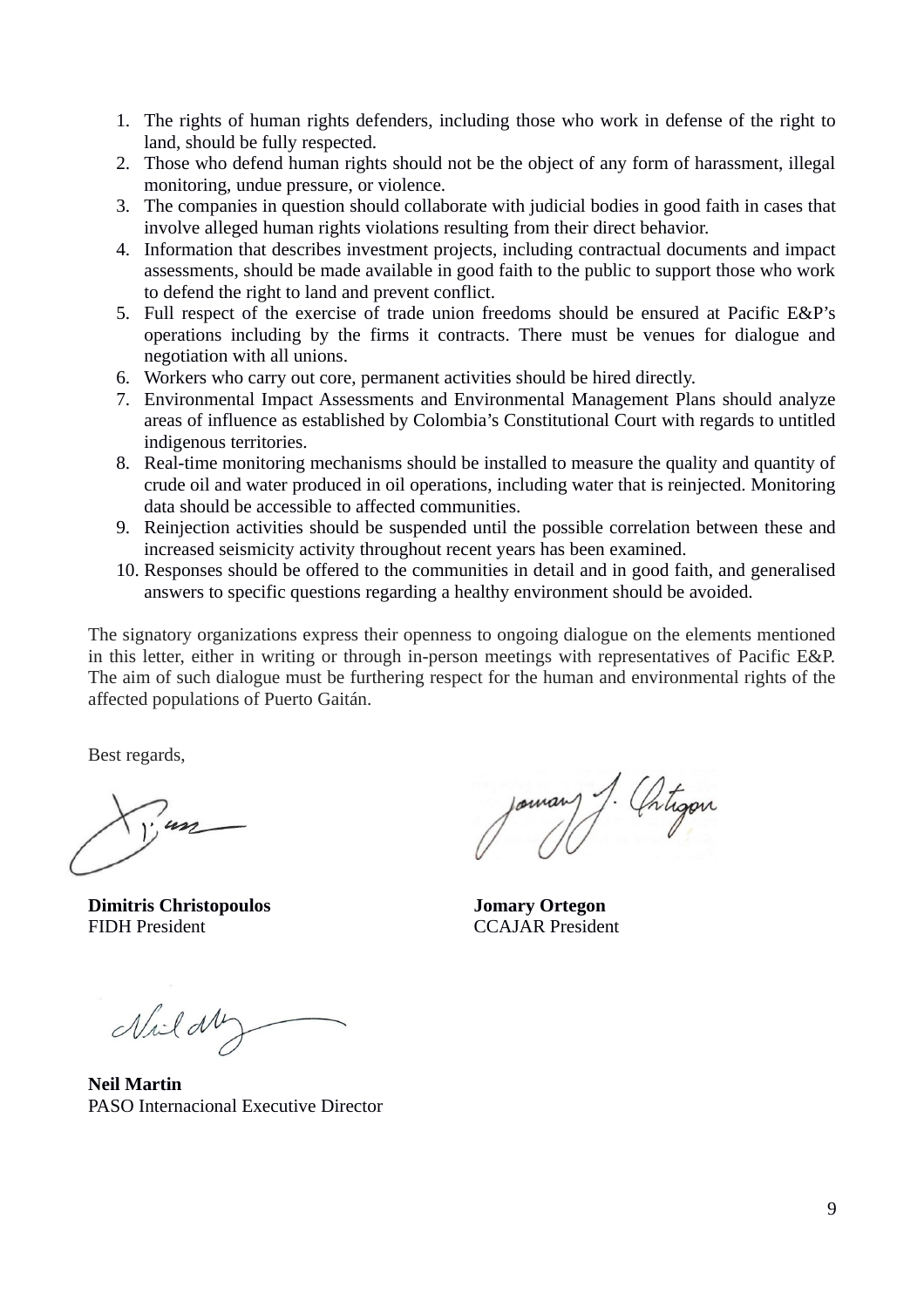1. The rights of human rights defenders, including those who work in defense of the right to land, should be fully respected.
2. Those who defend human rights should not be the object of any form of harassment, illegal monitoring, undue pressure, or violence.
3. The companies in question should collaborate with judicial bodies in good faith in cases that involve alleged human rights violations resulting from their direct behavior.
4. Information that describes investment projects, including contractual documents and impact assessments, should be made available in good faith to the public to support those who work to defend the right to land and prevent conflict.
5. Full respect of the exercise of trade union freedoms should be ensured at Pacific E&P's operations including by the firms it contracts. There must be venues for dialogue and negotiation with all unions.
6. Workers who carry out core, permanent activities should be hired directly.
7. Environmental Impact Assessments and Environmental Management Plans should analyze areas of influence as established by Colombia's Constitutional Court with regards to untitled indigenous territories.
8. Real-time monitoring mechanisms should be installed to measure the quality and quantity of crude oil and water produced in oil operations, including water that is reinjected. Monitoring data should be accessible to affected communities.
9. Reinjection activities should be suspended until the possible correlation between these and increased seismicity activity throughout recent years has been examined.
10. Responses should be offered to the communities in detail and in good faith, and generalised answers to specific questions regarding a healthy environment should be avoided.

The signatory organizations express their openness to ongoing dialogue on the elements mentioned in this letter, either in writing or through in-person meetings with representatives of Pacific E&P. The aim of such dialogue must be furthering respect for the human and environmental rights of the affected populations of Puerto Gaitán.

Best regards,

**Dimitris Christopoulos**
FIDH President

**Jomary Ortegon**
CCAJAR President

**Neil Martin**
PASO Internacional Executive Director